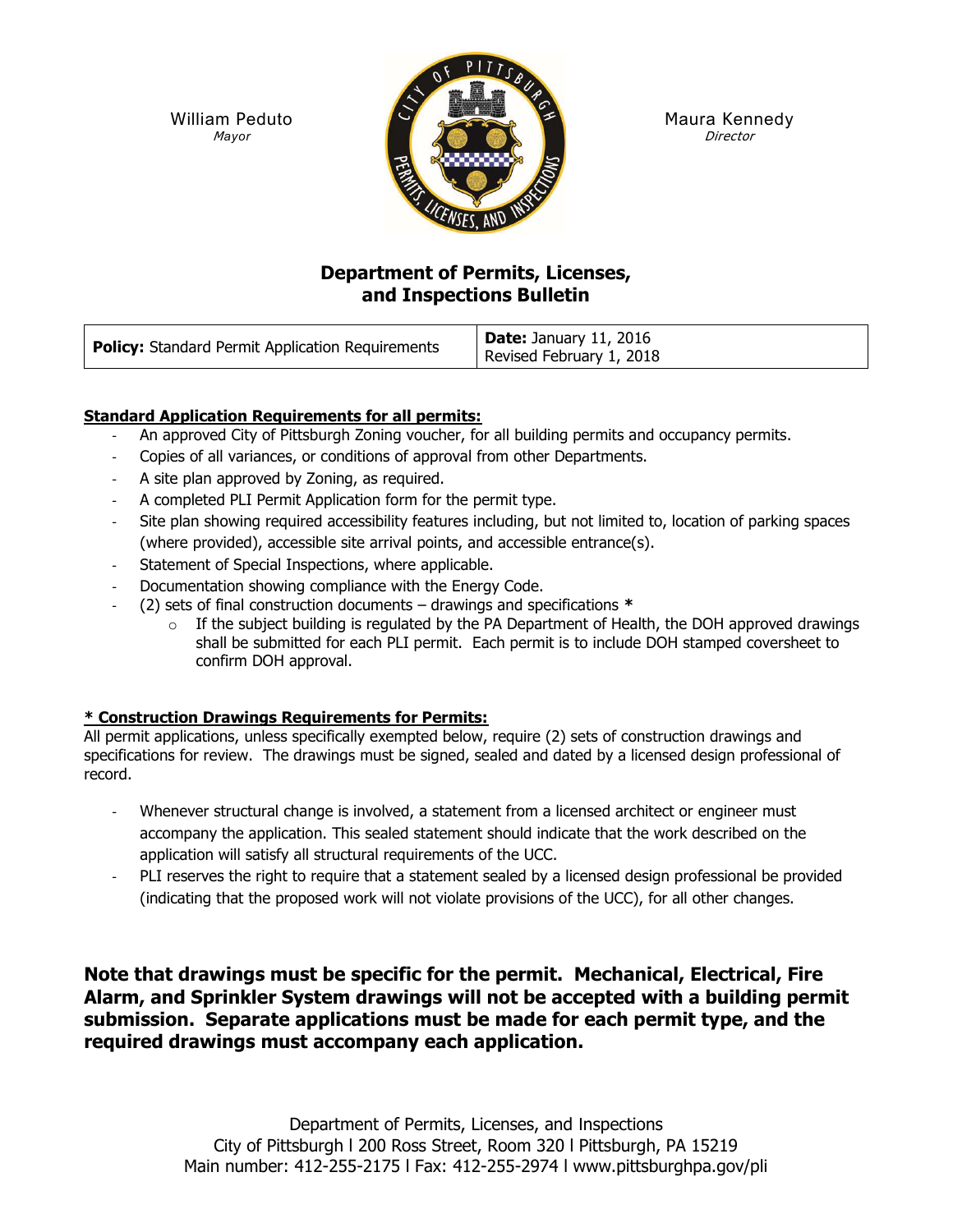William Peduto
*Mayor*

Maura Kennedy
*Director*

# Department of Permits, Licenses, and Inspections Bulletin

| **Policy:** Standard Permit Application Requirements | **Date:** January 11, 2016<br>Revised February 1, 2018 |
|---|---|

**Standard Application Requirements for all permits:**

- An approved City of Pittsburgh Zoning voucher, for all building permits and occupancy permits.
- Copies of all variances, or conditions of approval from other Departments.
- A site plan approved by Zoning, as required.
- A completed PLI Permit Application form for the permit type.
- Site plan showing required accessibility features including, but not limited to, location of parking spaces (where provided), accessible site arrival points, and accessible entrance(s).
- Statement of Special Inspections, where applicable.
- Documentation showing compliance with the Energy Code.
- (2) sets of final construction documents – drawings and specifications **\***
  - If the subject building is regulated by the PA Department of Health, the DOH approved drawings shall be submitted for each PLI permit. Each permit is to include DOH stamped coversheet to confirm DOH approval.

**\* Construction Drawings Requirements for Permits:**

All permit applications, unless specifically exempted below, require (2) sets of construction drawings and specifications for review. The drawings must be signed, sealed and dated by a licensed design professional of record.

- Whenever structural change is involved, a statement from a licensed architect or engineer must accompany the application. This sealed statement should indicate that the work described on the application will satisfy all structural requirements of the UCC.
- PLI reserves the right to require that a statement sealed by a licensed design professional be provided (indicating that the proposed work will not violate provisions of the UCC), for all other changes.

**Note that drawings must be specific for the permit. Mechanical, Electrical, Fire Alarm, and Sprinkler System drawings will not be accepted with a building permit submission. Separate applications must be made for each permit type, and the required drawings must accompany each application.**

Department of Permits, Licenses, and Inspections
City of Pittsburgh l 200 Ross Street, Room 320 l Pittsburgh, PA 15219
Main number: 412-255-2175 l Fax: 412-255-2974 l www.pittsburghpa.gov/pli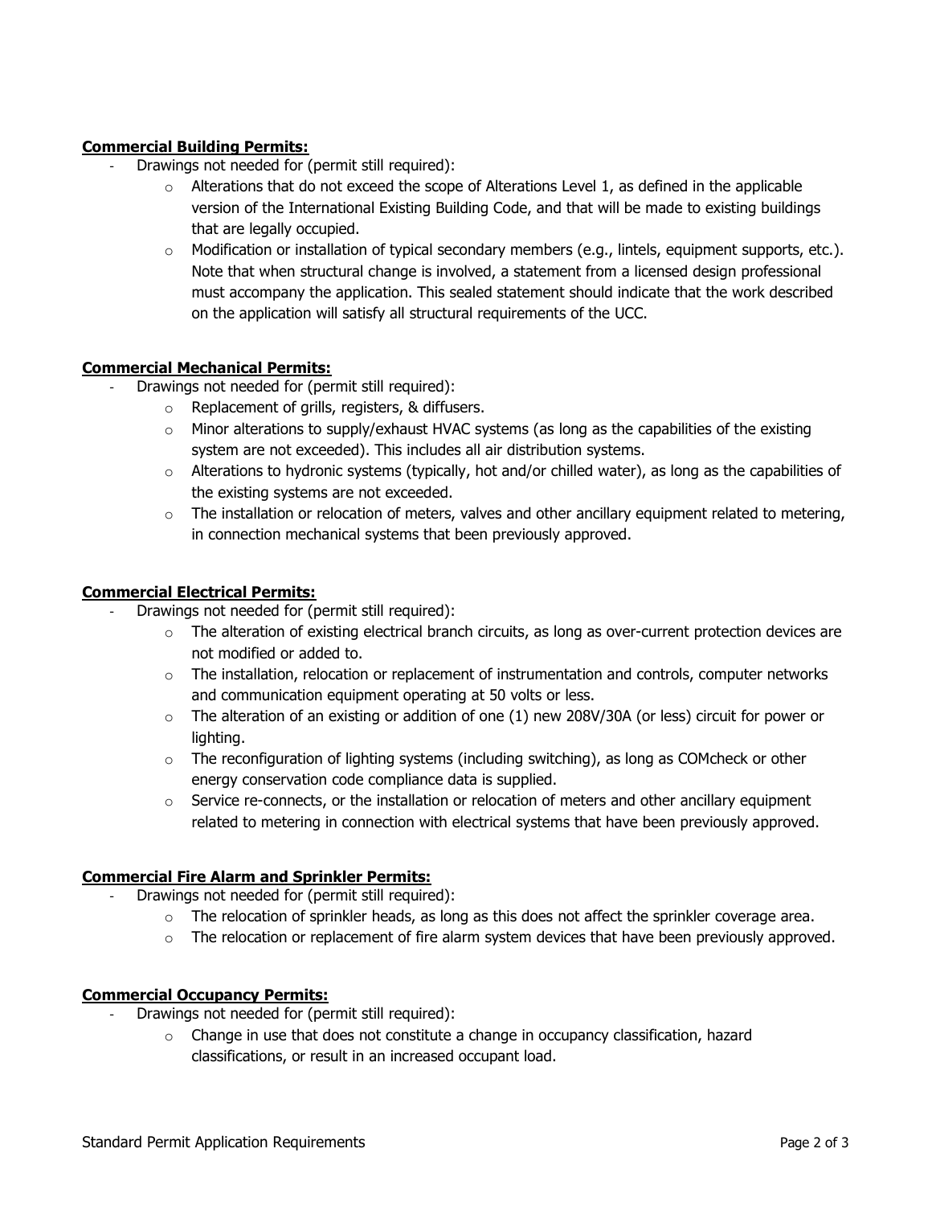**Commercial Building Permits:**

- Drawings not needed for (permit still required):
  - Alterations that do not exceed the scope of Alterations Level 1, as defined in the applicable version of the International Existing Building Code, and that will be made to existing buildings that are legally occupied.
  - Modification or installation of typical secondary members (e.g., lintels, equipment supports, etc.). Note that when structural change is involved, a statement from a licensed design professional must accompany the application. This sealed statement should indicate that the work described on the application will satisfy all structural requirements of the UCC.

**Commercial Mechanical Permits:**

- Drawings not needed for (permit still required):
  - Replacement of grills, registers, & diffusers.
  - Minor alterations to supply/exhaust HVAC systems (as long as the capabilities of the existing system are not exceeded). This includes all air distribution systems.
  - Alterations to hydronic systems (typically, hot and/or chilled water), as long as the capabilities of the existing systems are not exceeded.
  - The installation or relocation of meters, valves and other ancillary equipment related to metering, in connection mechanical systems that been previously approved.

**Commercial Electrical Permits:**

- Drawings not needed for (permit still required):
  - The alteration of existing electrical branch circuits, as long as over-current protection devices are not modified or added to.
  - The installation, relocation or replacement of instrumentation and controls, computer networks and communication equipment operating at 50 volts or less.
  - The alteration of an existing or addition of one (1) new 208V/30A (or less) circuit for power or lighting.
  - The reconfiguration of lighting systems (including switching), as long as COMcheck or other energy conservation code compliance data is supplied.
  - Service re-connects, or the installation or relocation of meters and other ancillary equipment related to metering in connection with electrical systems that have been previously approved.

**Commercial Fire Alarm and Sprinkler Permits:**

- Drawings not needed for (permit still required):
  - The relocation of sprinkler heads, as long as this does not affect the sprinkler coverage area.
  - The relocation or replacement of fire alarm system devices that have been previously approved.

**Commercial Occupancy Permits:**

- Drawings not needed for (permit still required):
  - Change in use that does not constitute a change in occupancy classification, hazard classifications, or result in an increased occupant load.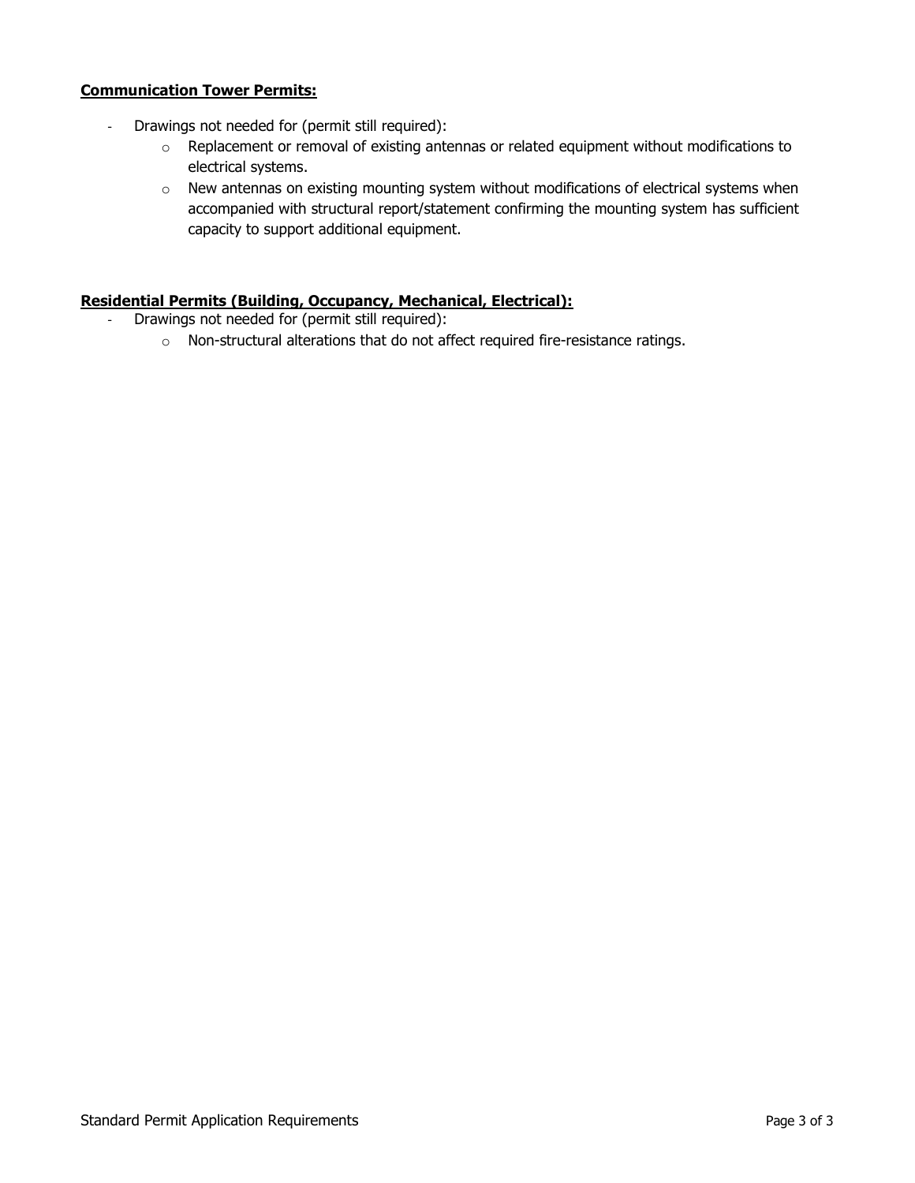**Communication Tower Permits:**

- Drawings not needed for (permit still required):
  - Replacement or removal of existing antennas or related equipment without modifications to electrical systems.
  - New antennas on existing mounting system without modifications of electrical systems when accompanied with structural report/statement confirming the mounting system has sufficient capacity to support additional equipment.

**Residential Permits (Building, Occupancy, Mechanical, Electrical):**

- Drawings not needed for (permit still required):
  - Non-structural alterations that do not affect required fire-resistance ratings.